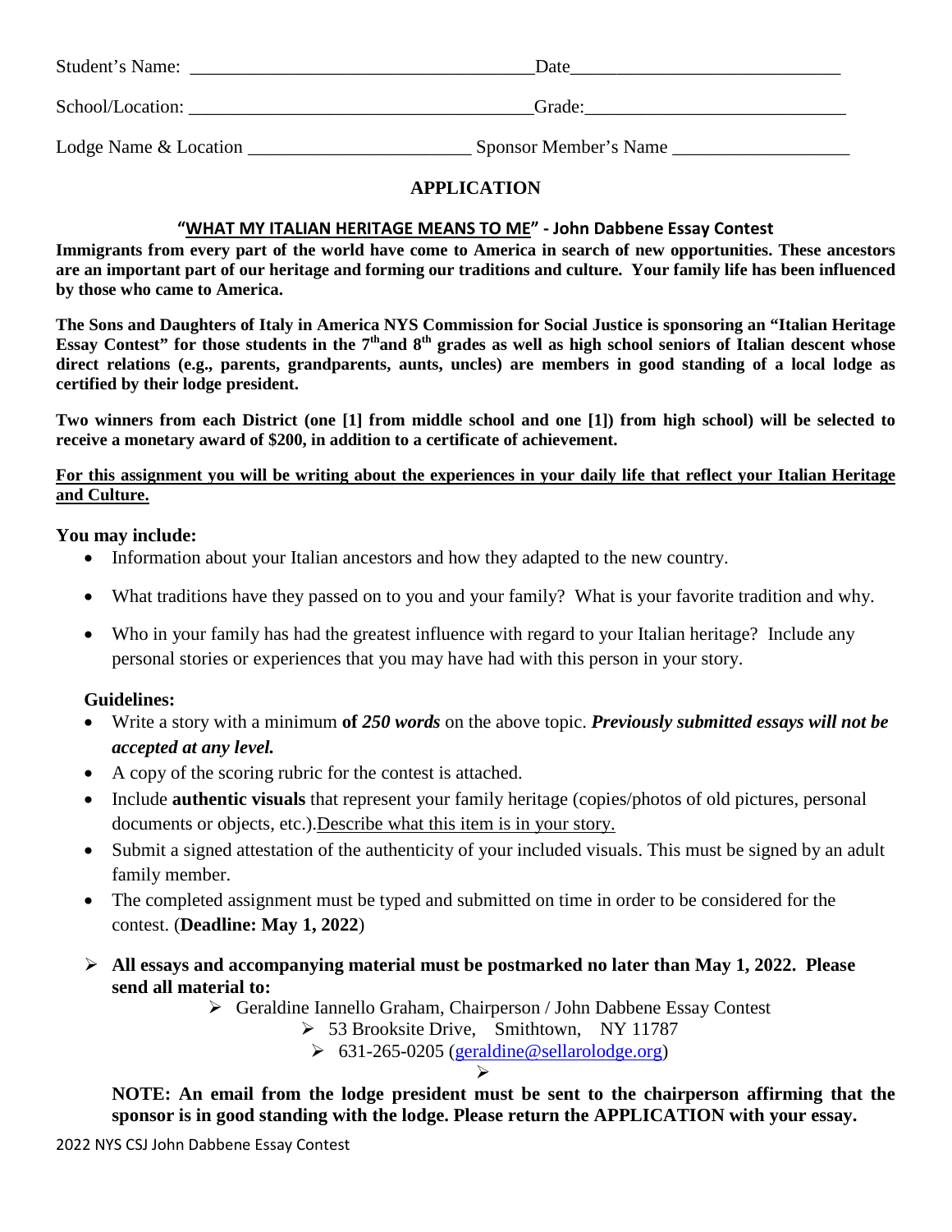Student's Name: ____________________________________Date____________________________

School/Location: ____________________________________Grade:___________________________

Lodge Name & Location _______________________ Sponsor Member's Name __________________

## APPLICATION

### "WHAT MY ITALIAN HERITAGE MEANS TO ME" - John Dabbene Essay Contest

**Immigrants from every part of the world have come to America in search of new opportunities. These ancestors are an important part of our heritage and forming our traditions and culture. Your family life has been influenced by those who came to America.**

**The Sons and Daughters of Italy in America NYS Commission for Social Justice is sponsoring an "Italian Heritage Essay Contest" for those students in the 7th and 8th grades as well as high school seniors of Italian descent whose direct relations (e.g., parents, grandparents, aunts, uncles) are members in good standing of a local lodge as certified by their lodge president.**

**Two winners from each District (one [1] from middle school and one [1]) from high school) will be selected to receive a monetary award of $200, in addition to a certificate of achievement.**

**For this assignment you will be writing about the experiences in your daily life that reflect your Italian Heritage and Culture.**

**You may include:**

- Information about your Italian ancestors and how they adapted to the new country.
- What traditions have they passed on to you and your family? What is your favorite tradition and why.
- Who in your family has had the greatest influence with regard to your Italian heritage? Include any personal stories or experiences that you may have had with this person in your story.

**Guidelines:**

- Write a story with a minimum **of *250 words*** on the above topic. ***Previously submitted essays will not be accepted at any level.***
- A copy of the scoring rubric for the contest is attached.
- Include **authentic visuals** that represent your family heritage (copies/photos of old pictures, personal documents or objects, etc.).Describe what this item is in your story.
- Submit a signed attestation of the authenticity of your included visuals. This must be signed by an adult family member.
- The completed assignment must be typed and submitted on time in order to be considered for the contest. (**Deadline: May 1, 2022**)

- **All essays and accompanying material must be postmarked no later than May 1, 2022. Please send all material to:**
  - Geraldine Iannello Graham, Chairperson / John Dabbene Essay Contest
  - 53 Brooksite Drive, Smithtown, NY 11787
  - 631-265-0205 (geraldine@sellarolodge.org)

**NOTE: An email from the lodge president must be sent to the chairperson affirming that the sponsor is in good standing with the lodge. Please return the APPLICATION with your essay.**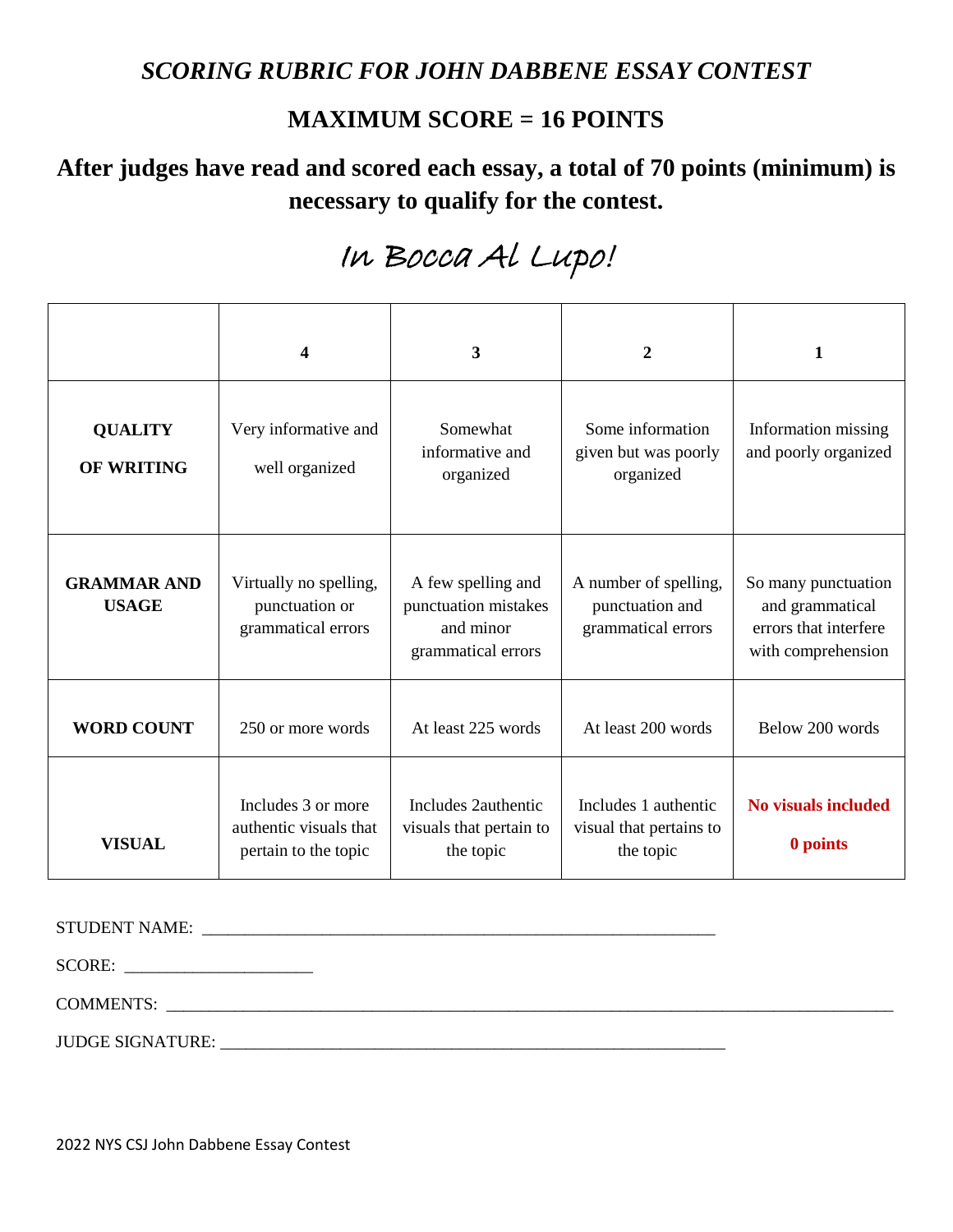# *SCORING RUBRIC FOR JOHN DABBENE ESSAY CONTEST*

## MAXIMUM SCORE = 16 POINTS

**After judges have read and scored each essay, a total of 70 points (minimum) is necessary to qualify for the contest.**

*In Bocca Al Lupo!*

| | 4 | 3 | 2 | 1 |
|---|---|---|---|---|
| **QUALITY OF WRITING** | Very informative and well organized | Somewhat informative and organized | Some information given but was poorly organized | Information missing and poorly organized |
| **GRAMMAR AND USAGE** | Virtually no spelling, punctuation or grammatical errors | A few spelling and punctuation mistakes and minor grammatical errors | A number of spelling, punctuation and grammatical errors | So many punctuation and grammatical errors that interfere with comprehension |
| **WORD COUNT** | 250 or more words | At least 225 words | At least 200 words | Below 200 words |
| **VISUAL** | Includes 3 or more authentic visuals that pertain to the topic | Includes 2authentic visuals that pertain to the topic | Includes 1 authentic visual that pertains to the topic | **No visuals included** **0 points** |

STUDENT NAME: _______________________________________________

SCORE: ____________________

COMMENTS: __________________________________________________________________

JUDGE SIGNATURE: _______________________________________________

2022 NYS CSJ John Dabbene Essay Contest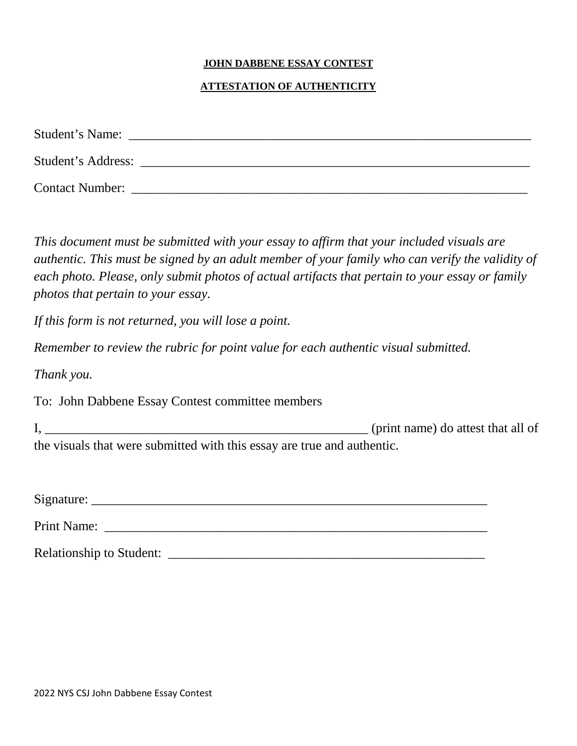**JOHN DABBENE ESSAY CONTEST**

**ATTESTATION OF AUTHENTICITY**

Student's Name: ________________________________________________________________

Student's Address: ______________________________________________________________

Contact Number: ________________________________________________________________

*This document must be submitted with your essay to affirm that your included visuals are authentic. This must be signed by an adult member of your family who can verify the validity of each photo. Please, only submit photos of actual artifacts that pertain to your essay or family photos that pertain to your essay.*

*If this form is not returned, you will lose a point.*

*Remember to review the rubric for point value for each authentic visual submitted.*

*Thank you.*

To: John Dabbene Essay Contest committee members

I, ____________________________________________________ (print name) do attest that all of the visuals that were submitted with this essay are true and authentic.

Signature: _______________________________________________________________

Print Name: ______________________________________________________________

Relationship to Student: ___________________________________________________

2022 NYS CSJ John Dabbene Essay Contest